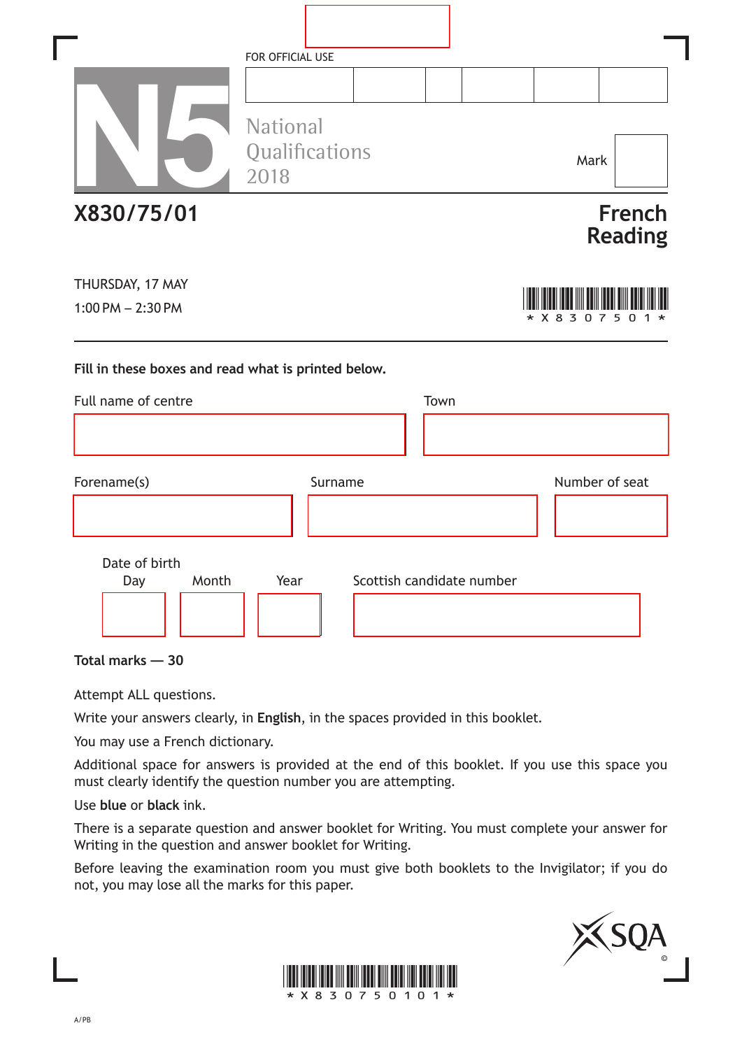FOR OFFICIAL USE

N5

National Qualifications 2018

Mark

**X830/75/01**

# French Reading

THURSDAY, 17 MAY

1:00 PM – 2:30 PM

\* X 8 3 0 7 5 0 1 \*

**Fill in these boxes and read what is printed below.**

Full name of centre

Town

Forename(s)

Surname

Number of seat

Date of birth

Day Month Year

Scottish candidate number

**Total marks — 30**

Attempt ALL questions.

Write your answers clearly, in **English**, in the spaces provided in this booklet.

You may use a French dictionary.

Additional space for answers is provided at the end of this booklet. If you use this space you must clearly identify the question number you are attempting.

Use **blue** or **black** ink.

There is a separate question and answer booklet for Writing. You must complete your answer for Writing in the question and answer booklet for Writing.

Before leaving the examination room you must give both booklets to the Invigilator; if you do not, you may lose all the marks for this paper.

SQA ©

\* X 8 3 0 7 5 0 1 0 1 \*

A/PB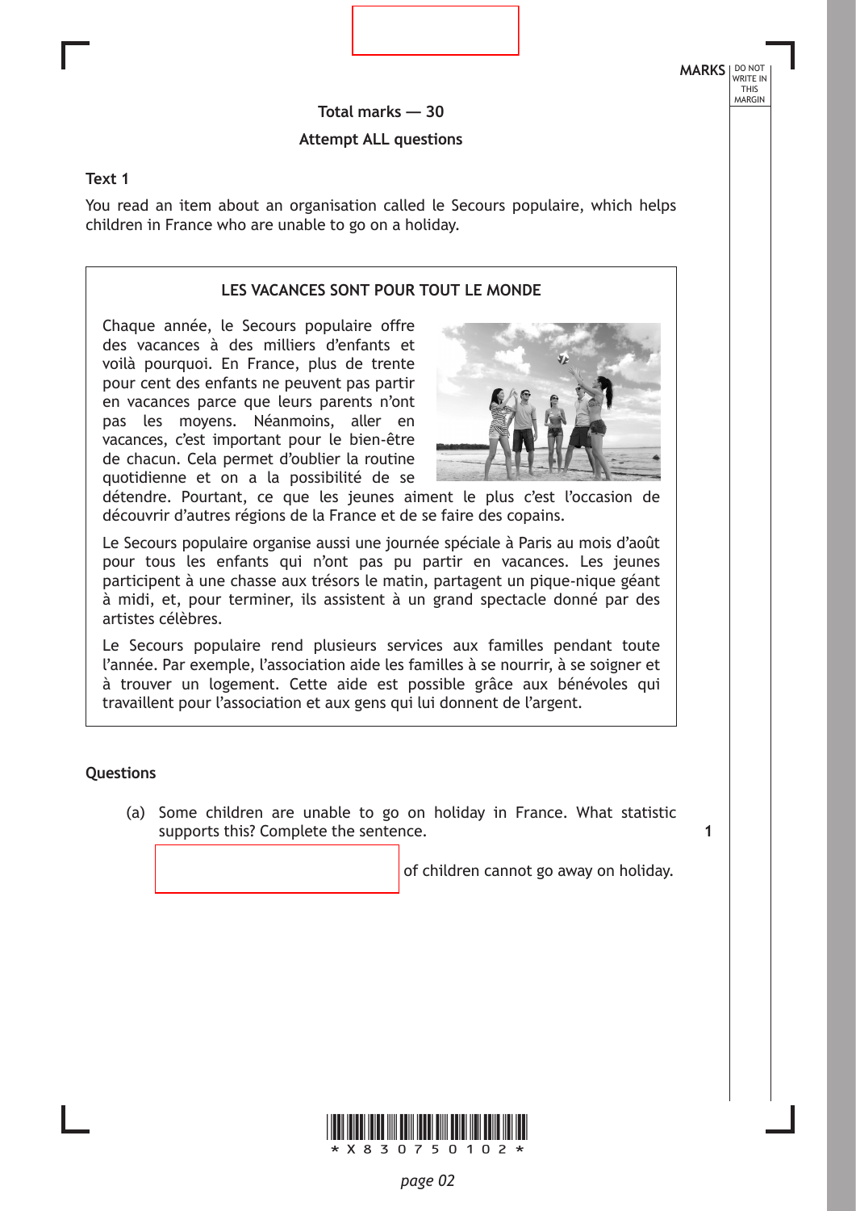Total marks — 30

Attempt ALL questions

**Text 1**

You read an item about an organisation called le Secours populaire, which helps children in France who are unable to go on a holiday.

**LES VACANCES SONT POUR TOUT LE MONDE**

Chaque année, le Secours populaire offre des vacances à des milliers d'enfants et voilà pourquoi. En France, plus de trente pour cent des enfants ne peuvent pas partir en vacances parce que leurs parents n'ont pas les moyens. Néanmoins, aller en vacances, c'est important pour le bien-être de chacun. Cela permet d'oublier la routine quotidienne et on a la possibilité de se détendre. Pourtant, ce que les jeunes aiment le plus c'est l'occasion de découvrir d'autres régions de la France et de se faire des copains.

Le Secours populaire organise aussi une journée spéciale à Paris au mois d'août pour tous les enfants qui n'ont pas pu partir en vacances. Les jeunes participent à une chasse aux trésors le matin, partagent un pique-nique géant à midi, et, pour terminer, ils assistent à un grand spectacle donné par des artistes célèbres.

Le Secours populaire rend plusieurs services aux familles pendant toute l'année. Par exemple, l'association aide les familles à se nourrir, à se soigner et à trouver un logement. Cette aide est possible grâce aux bénévoles qui travaillent pour l'association et aux gens qui lui donnent de l'argent.

**Questions**

(a) Some children are unable to go on holiday in France. What statistic supports this? Complete the sentence. **1**

\_\_\_\_\_\_\_\_\_\_\_\_\_\_\_\_ of children cannot go away on holiday.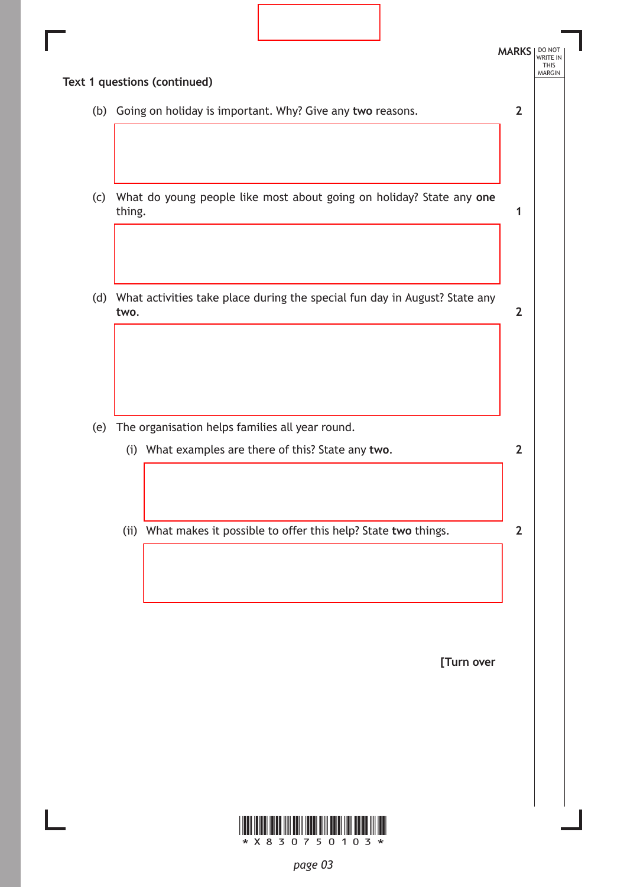**Text 1 questions (continued)**

(b) Going on holiday is important. Why? Give any **two** reasons. **2**

(c) What do young people like most about going on holiday? State any **one** thing. **1**

(d) What activities take place during the special fun day in August? State any **two**. **2**

(e) The organisation helps families all year round.

(i) What examples are there of this? State any **two**. **2**

(ii) What makes it possible to offer this help? State **two** things. **2**

[Turn over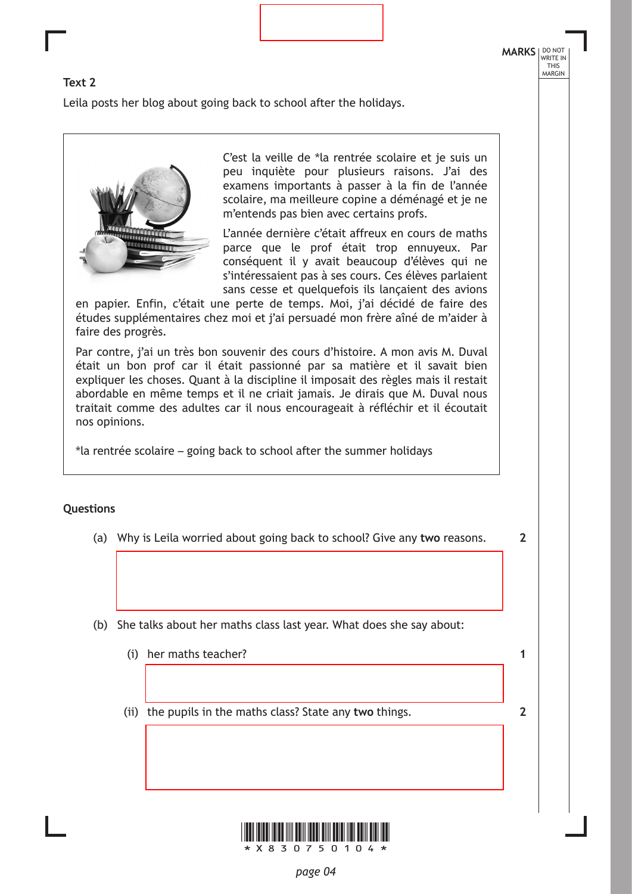**Text 2**

Leila posts her blog about going back to school after the holidays.

C'est la veille de *la rentrée scolaire et je suis un peu inquiète pour plusieurs raisons. J'ai des examens importants à passer à la fin de l'année scolaire, ma meilleure copine a déménagé et je ne m'entends pas bien avec certains profs.

L'année dernière c'était affreux en cours de maths parce que le prof était trop ennuyeux. Par conséquent il y avait beaucoup d'élèves qui ne s'intéressaient pas à ses cours. Ces élèves parlaient sans cesse et quelquefois ils lançaient des avions en papier. Enfin, c'était une perte de temps. Moi, j'ai décidé de faire des études supplémentaires chez moi et j'ai persuadé mon frère aîné de m'aider à faire des progrès.

Par contre, j'ai un très bon souvenir des cours d'histoire. A mon avis M. Duval était un bon prof car il était passionné par sa matière et il savait bien expliquer les choses. Quant à la discipline il imposait des règles mais il restait abordable en même temps et il ne criait jamais. Je dirais que M. Duval nous traitait comme des adultes car il nous encourageait à réfléchir et il écoutait nos opinions.

*la rentrée scolaire – going back to school after the summer holidays

**Questions**

(a) Why is Leila worried about going back to school? Give any **two** reasons. **2**

(b) She talks about her maths class last year. What does she say about:

(i) her maths teacher? **1**

(ii) the pupils in the maths class? State any **two** things. **2**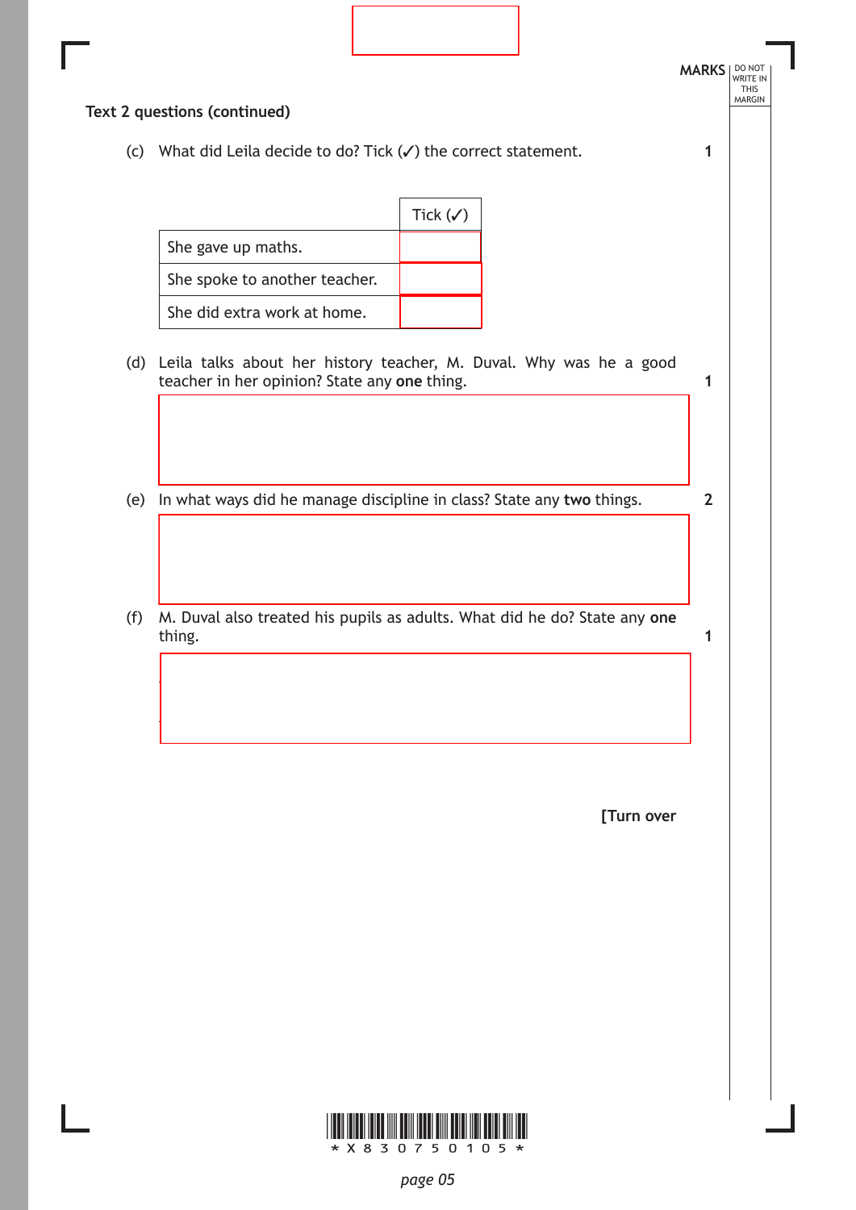**Text 2 questions (continued)**

(c) What did Leila decide to do? Tick (✓) the correct statement. **1**

| | Tick (✓) |
|---|---|
| She gave up maths. | |
| She spoke to another teacher. | |
| She did extra work at home. | |

(d) Leila talks about her history teacher, M. Duval. Why was he a good teacher in her opinion? State any **one** thing. **1**

(e) In what ways did he manage discipline in class? State any **two** things. **2**

(f) M. Duval also treated his pupils as adults. What did he do? State any **one** thing. **1**

**[Turn over**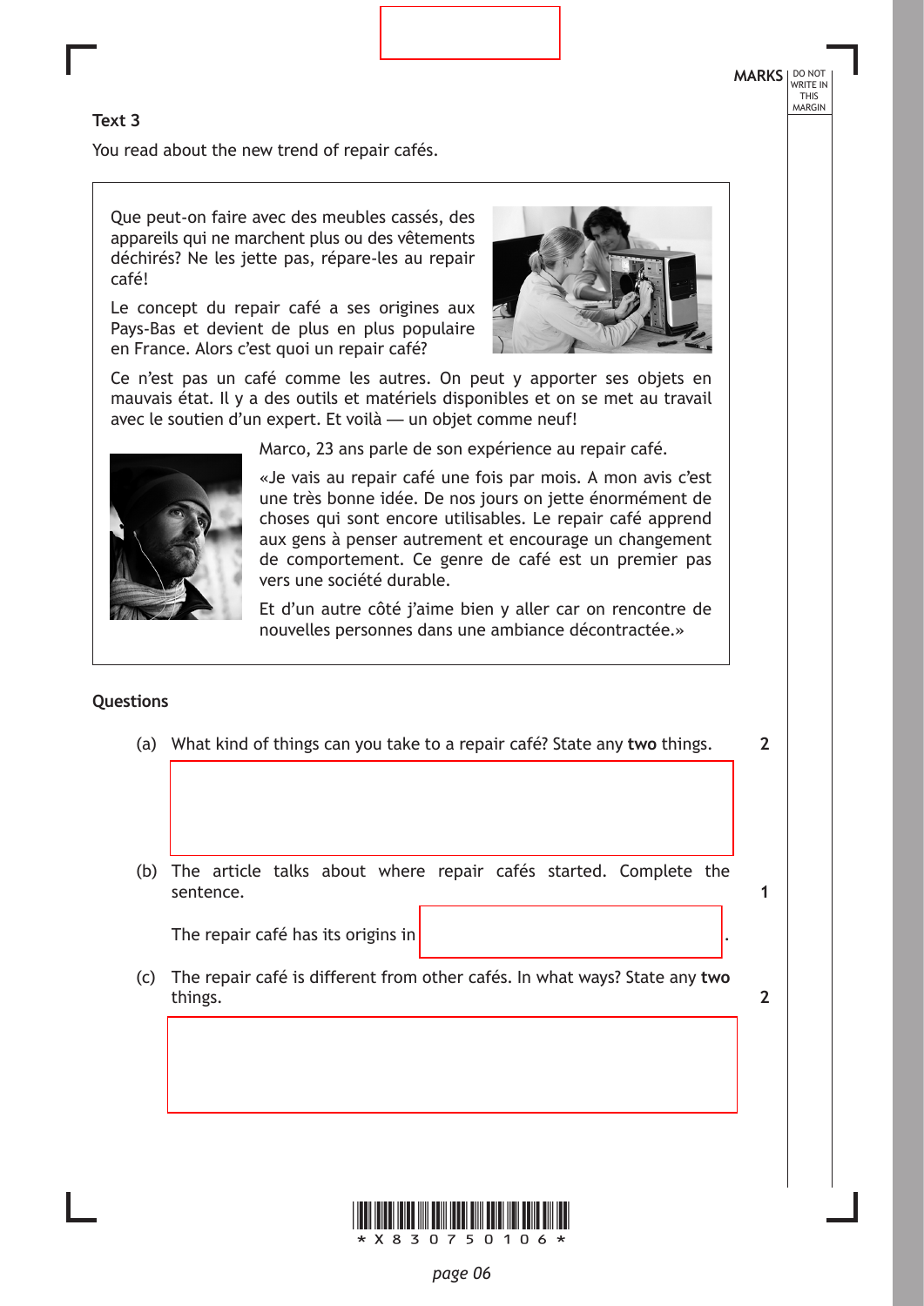## Text 3

You read about the new trend of repair cafés.

> Que peut-on faire avec des meubles cassés, des appareils qui ne marchent plus ou des vêtements déchirés? Ne les jette pas, répare-les au repair café!
>
> Le concept du repair café a ses origines aux Pays-Bas et devient de plus en plus populaire en France. Alors c'est quoi un repair café?
>
> Ce n'est pas un café comme les autres. On peut y apporter ses objets en mauvais état. Il y a des outils et matériels disponibles et on se met au travail avec le soutien d'un expert. Et voilà — un objet comme neuf!
>
> Marco, 23 ans parle de son expérience au repair café.
>
> «Je vais au repair café une fois par mois. A mon avis c'est une très bonne idée. De nos jours on jette énormément de choses qui sont encore utilisables. Le repair café apprend aux gens à penser autrement et encourage un changement de comportement. Ce genre de café est un premier pas vers une société durable.
>
> Et d'un autre côté j'aime bien y aller car on rencontre de nouvelles personnes dans une ambiance décontractée.»

### Questions

(a) What kind of things can you take to a repair café? State any **two** things. **2**

(b) The article talks about where repair cafés started. Complete the sentence. **1**

The repair café has its origins in ____________________.

(c) The repair café is different from other cafés. In what ways? State any **two** things. **2**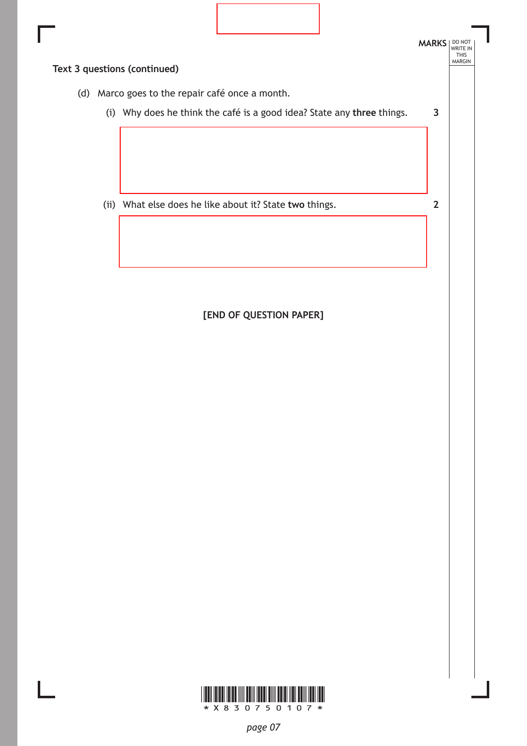MARKS

**Text 3 questions (continued)**

(d) Marco goes to the repair café once a month.

(i) Why does he think the café is a good idea? State any **three** things. **3**

(ii) What else does he like about it? State **two** things. **2**

**[END OF QUESTION PAPER]**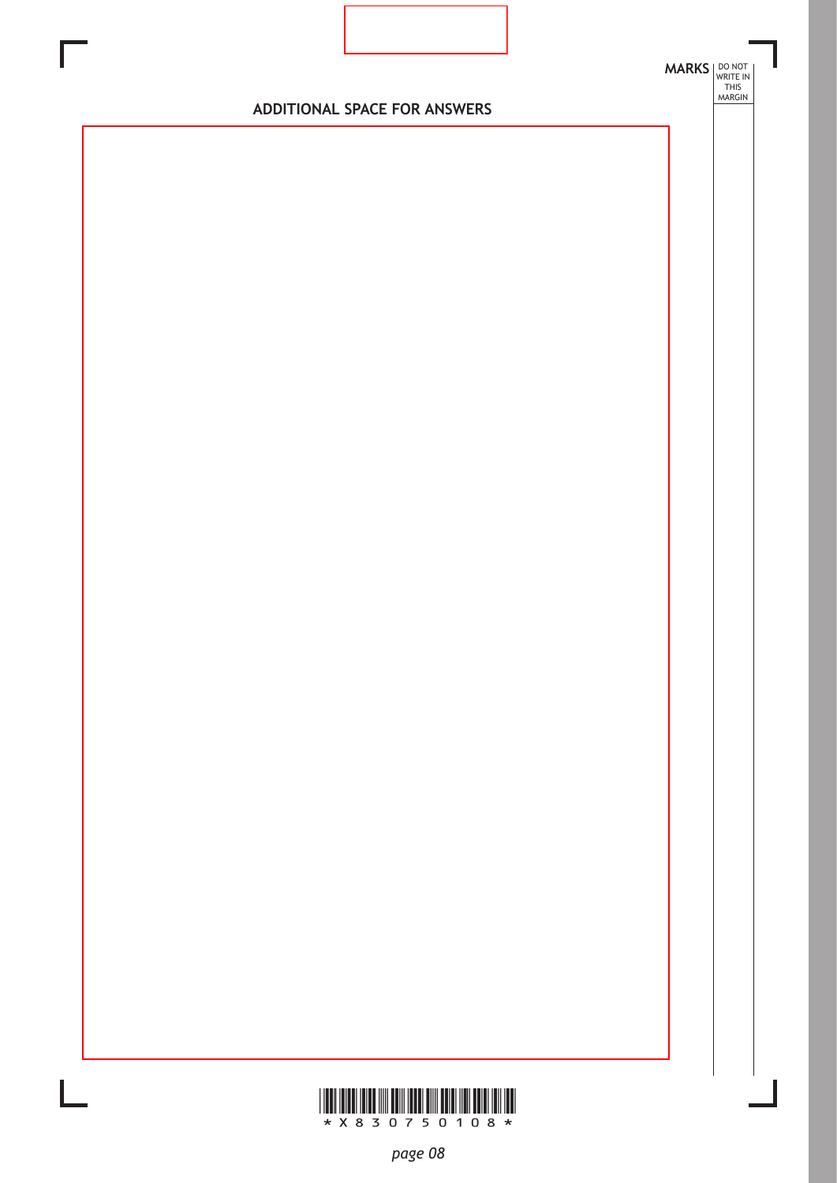MARKS DO NOT WRITE IN THIS MARGIN

## ADDITIONAL SPACE FOR ANSWERS

*X830750108*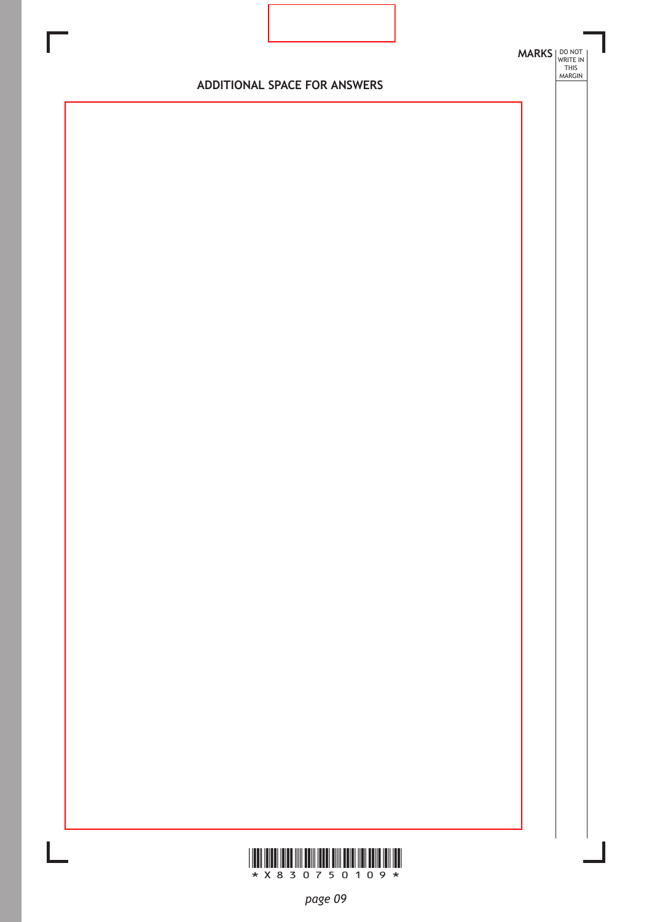## ADDITIONAL SPACE FOR ANSWERS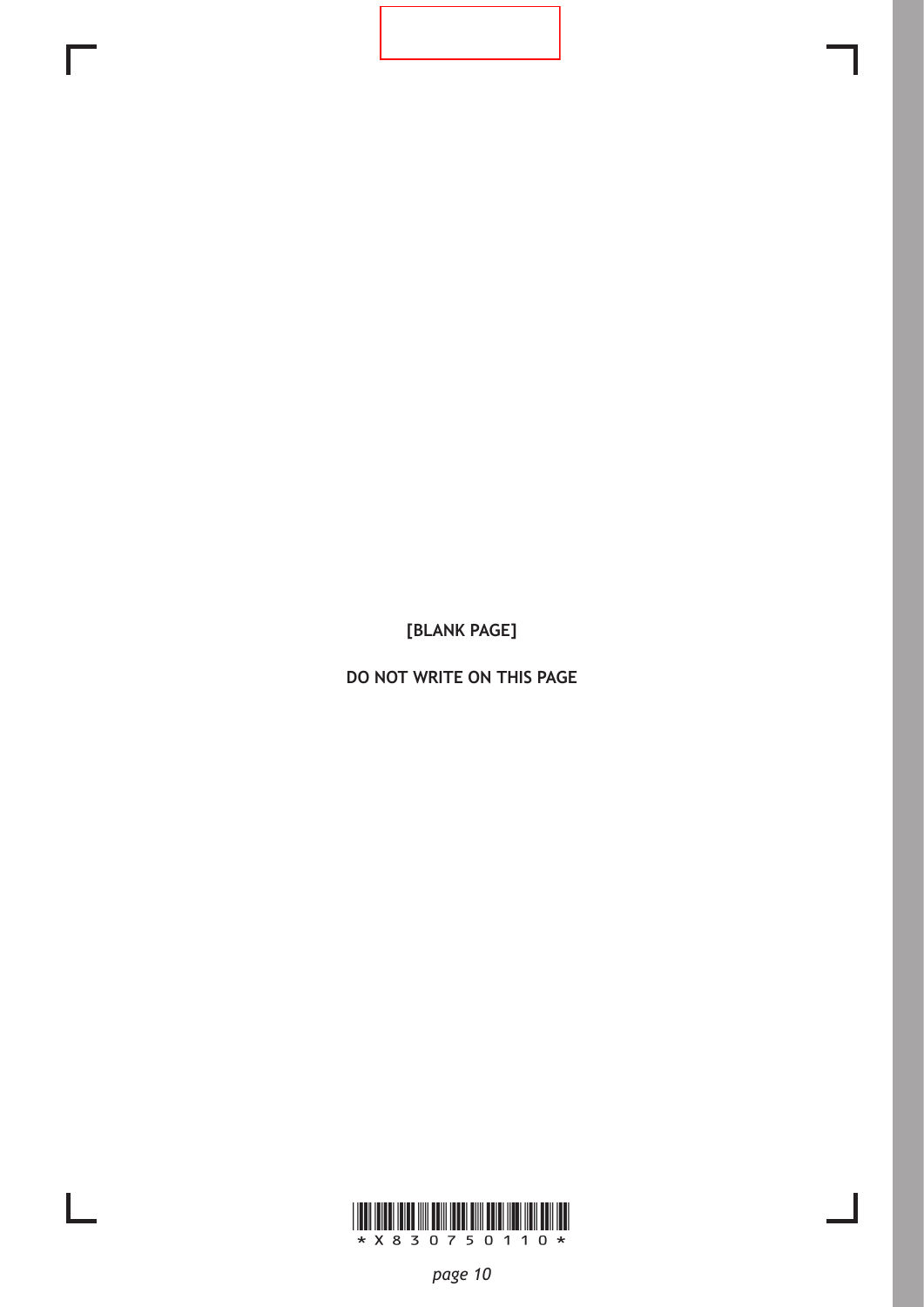**[BLANK PAGE]**

**DO NOT WRITE ON THIS PAGE**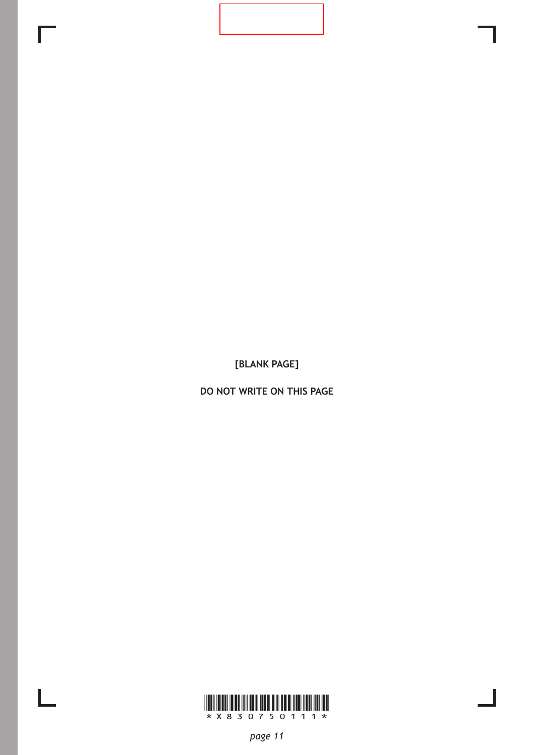[BLANK PAGE]

DO NOT WRITE ON THIS PAGE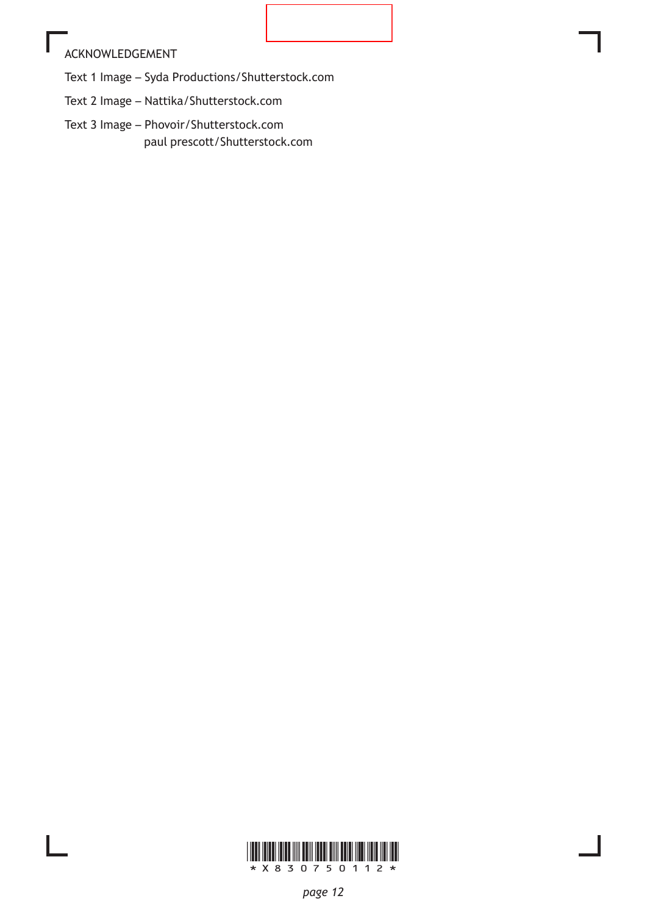ACKNOWLEDGEMENT

Text 1 Image – Syda Productions/Shutterstock.com

Text 2 Image – Nattika/Shutterstock.com

Text 3 Image – Phovoir/Shutterstock.com
paul prescott/Shutterstock.com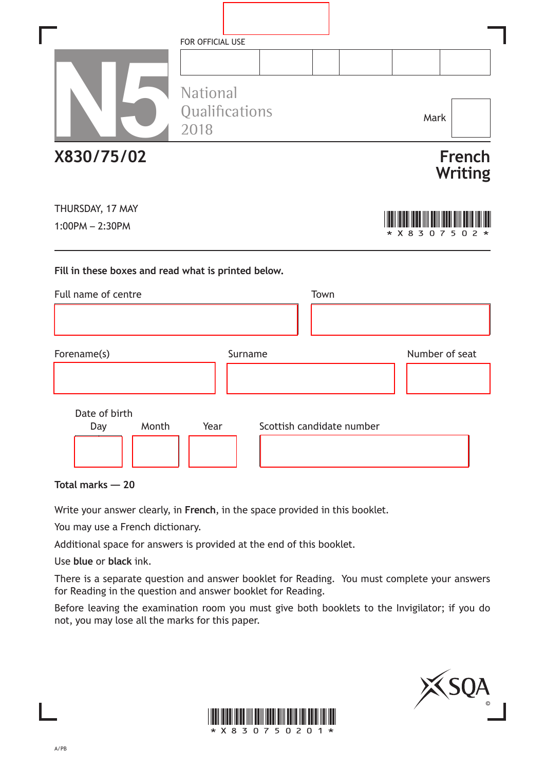FOR OFFICIAL USE

N5

National
Qualifications
2018

Mark

# X830/75/02

# French Writing

THURSDAY, 17 MAY

1:00PM – 2:30PM

*X830750 2*

**Fill in these boxes and read what is printed below.**

Full name of centre

Town

Forename(s)

Surname

Number of seat

Date of birth

Day Month Year

Scottish candidate number

**Total marks — 20**

Write your answer clearly, in **French**, in the space provided in this booklet.

You may use a French dictionary.

Additional space for answers is provided at the end of this booklet.

Use **blue** or **black** ink.

There is a separate question and answer booklet for Reading. You must complete your answers for Reading in the question and answer booklet for Reading.

Before leaving the examination room you must give both booklets to the Invigilator; if you do not, you may lose all the marks for this paper.

*X83075020 1*

A/PB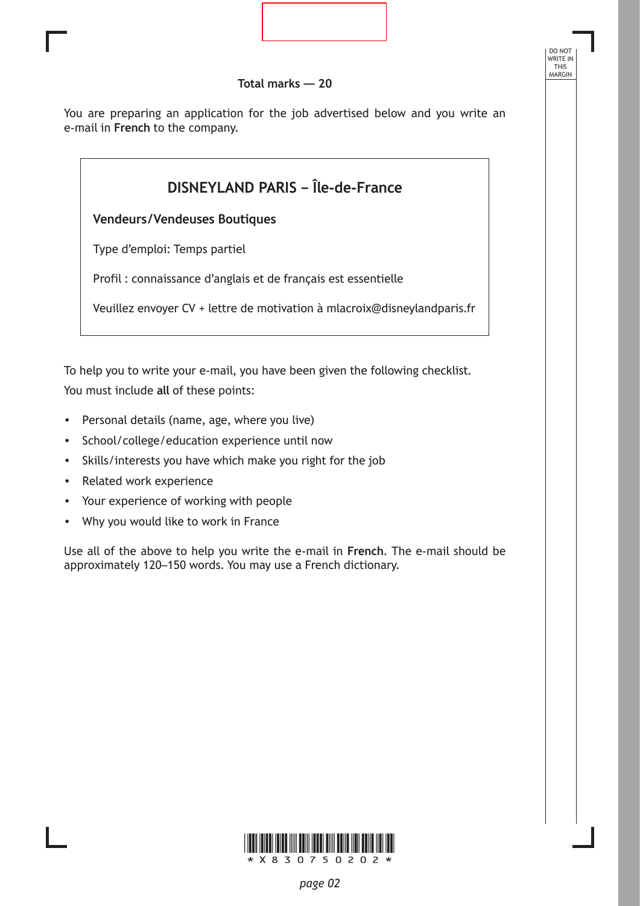**Total marks — 20**

You are preparing an application for the job advertised below and you write an e-mail in **French** to the company.

> ## DISNEYLAND PARIS – Île-de-France
>
> **Vendeurs/Vendeuses Boutiques**
>
> Type d'emploi: Temps partiel
>
> Profil : connaissance d'anglais et de français est essentielle
>
> Veuillez envoyer CV + lettre de motivation à mlacroix@disneylandparis.fr

To help you to write your e-mail, you have been given the following checklist.

You must include **all** of these points:

- Personal details (name, age, where you live)
- School/college/education experience until now
- Skills/interests you have which make you right for the job
- Related work experience
- Your experience of working with people
- Why you would like to work in France

Use all of the above to help you write the e-mail in **French**. The e-mail should be approximately 120–150 words. You may use a French dictionary.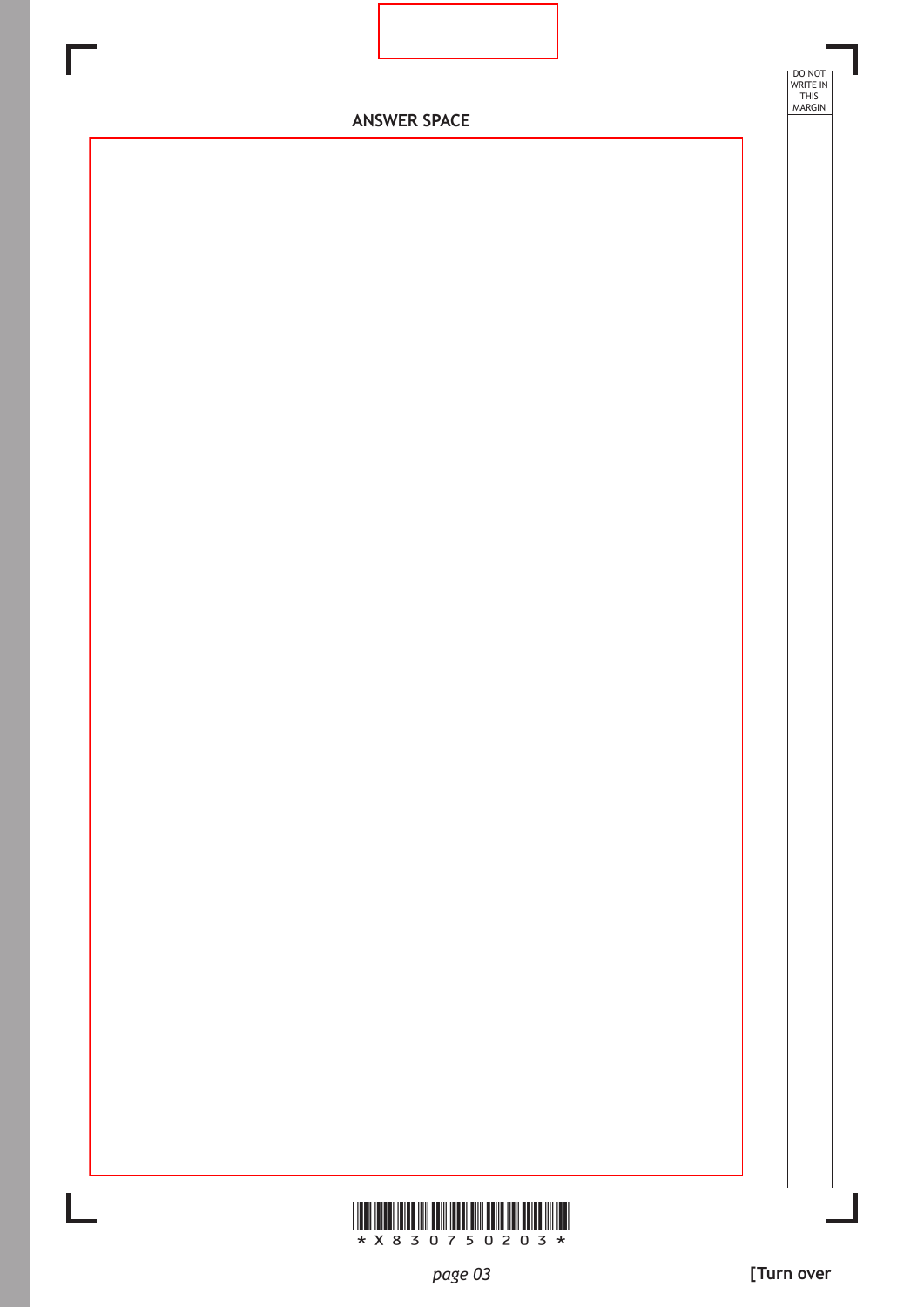ANSWER SPACE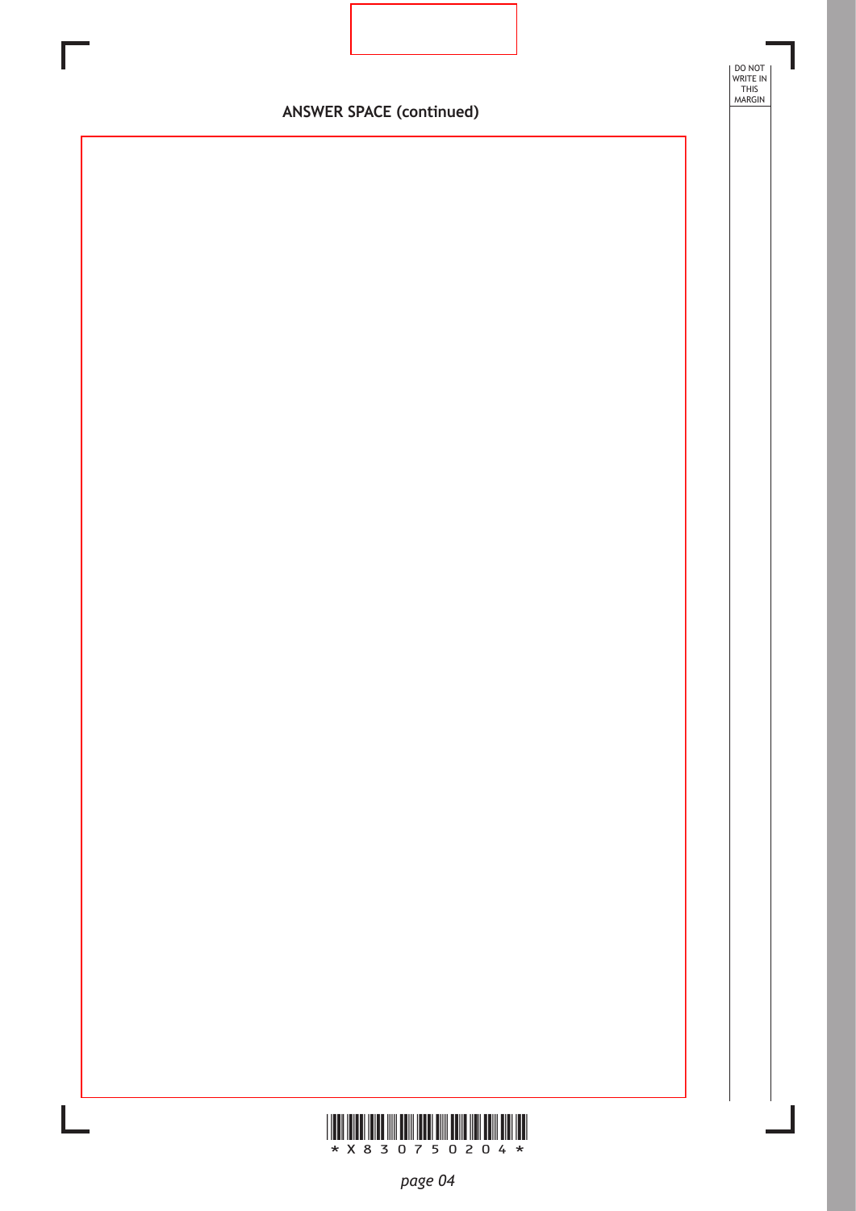**ANSWER SPACE (continued)**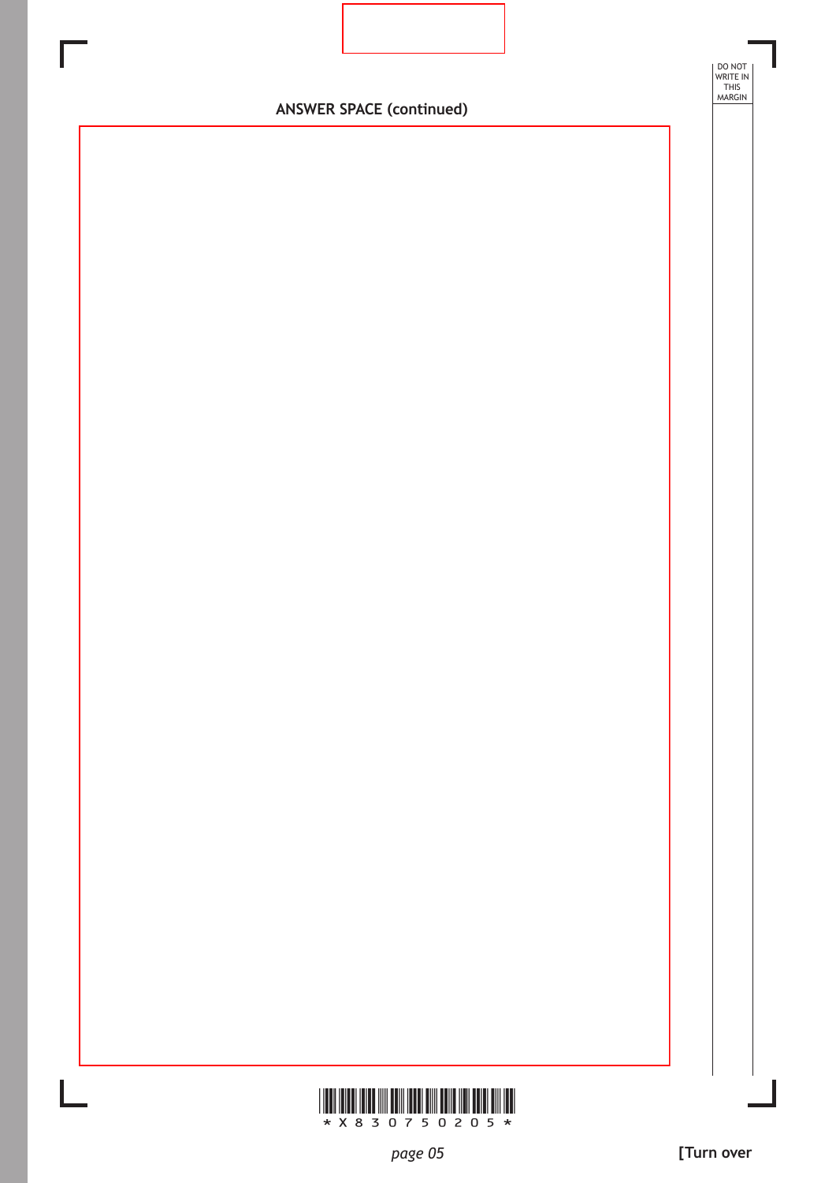**ANSWER SPACE (continued)**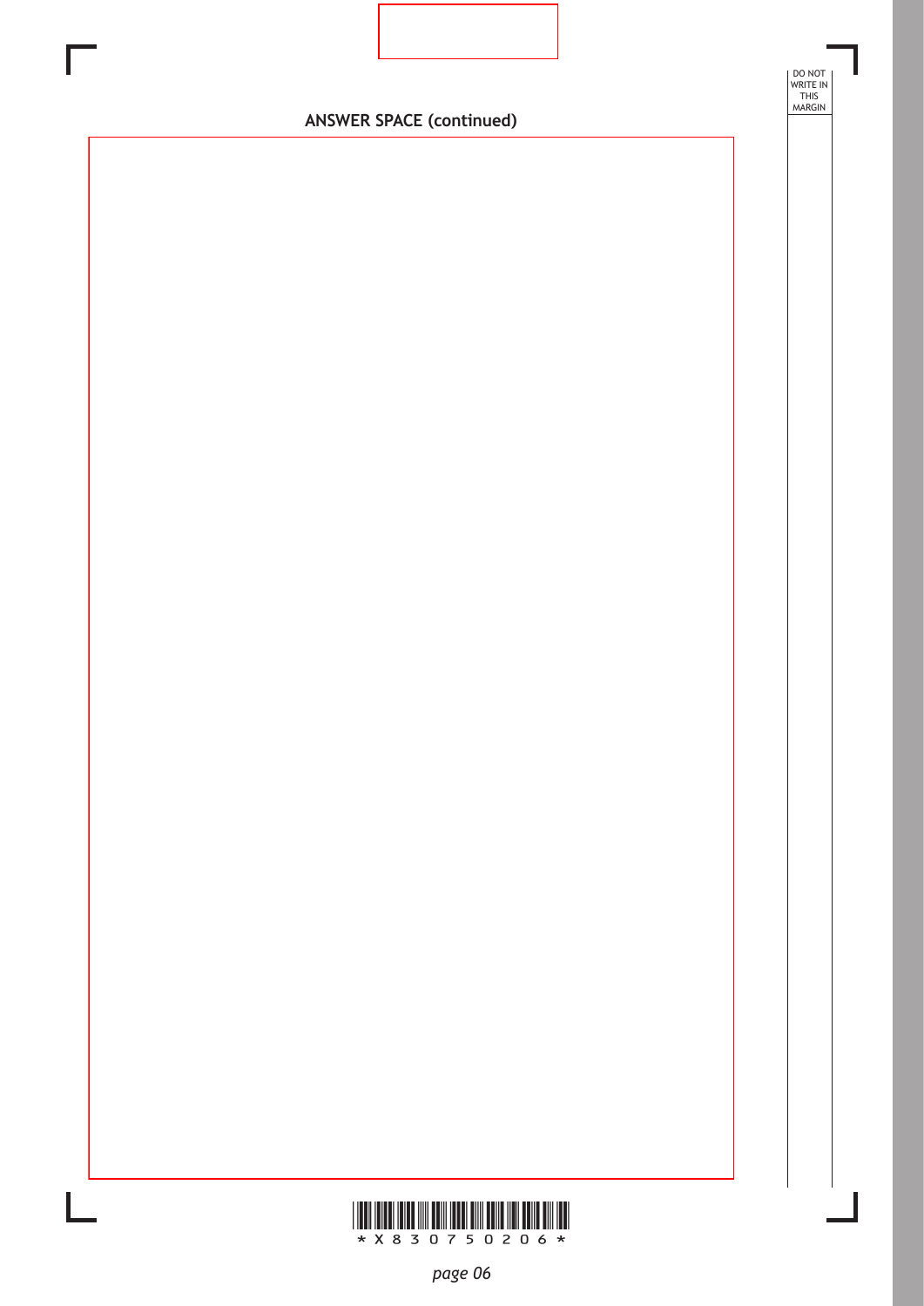**ANSWER SPACE (continued)**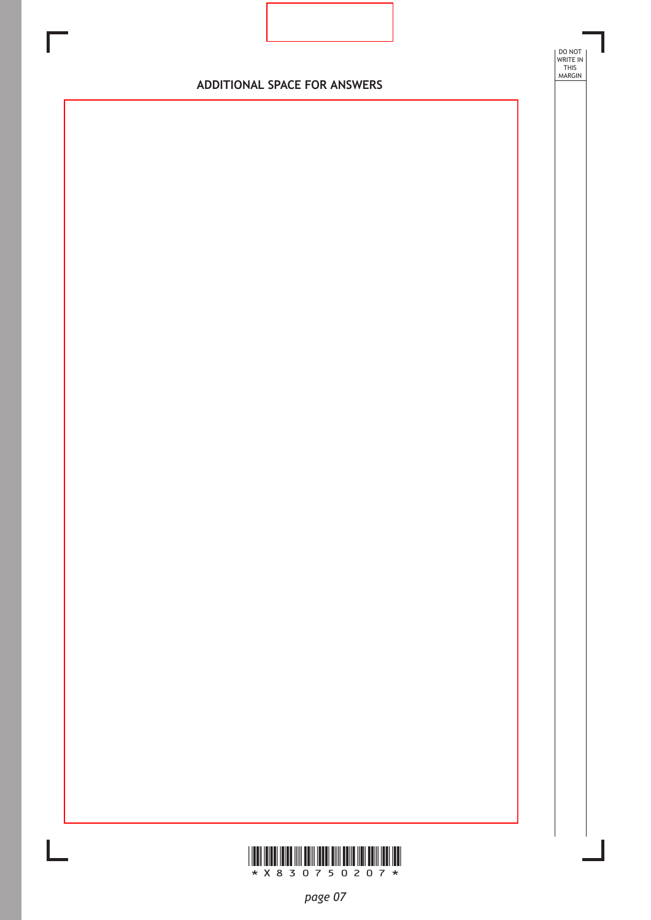## ADDITIONAL SPACE FOR ANSWERS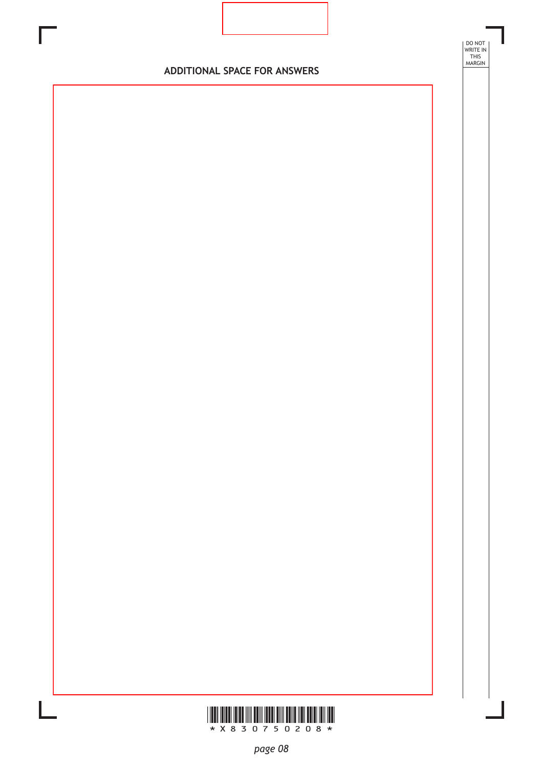## ADDITIONAL SPACE FOR ANSWERS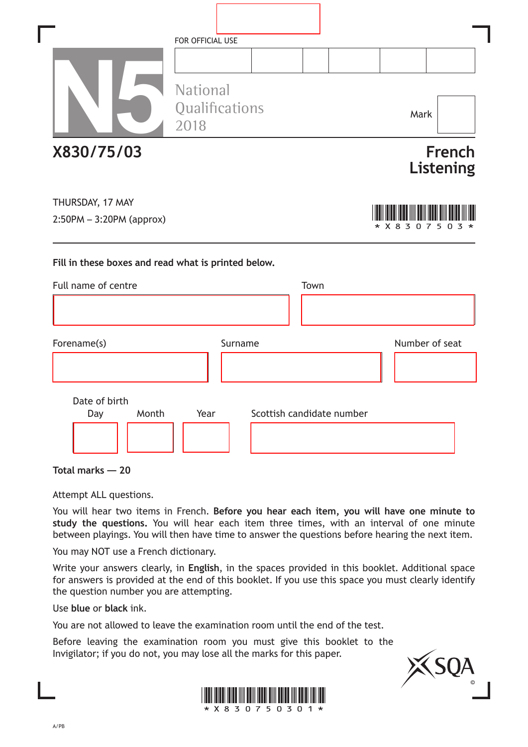FOR OFFICIAL USE

# N5

National Qualifications 2018

Mark

**X830/75/03**

**French Listening**

THURSDAY, 17 MAY

2:50PM – 3:20PM (approx)

*X830750 3*

**Fill in these boxes and read what is printed below.**

Full name of centre

Town

Forename(s)

Surname

Number of seat

Date of birth

Day Month Year

Scottish candidate number

**Total marks — 20**

Attempt ALL questions.

You will hear two items in French. **Before you hear each item, you will have one minute to study the questions.** You will hear each item three times, with an interval of one minute between playings. You will then have time to answer the questions before hearing the next item.

You may NOT use a French dictionary.

Write your answers clearly, in **English**, in the spaces provided in this booklet. Additional space for answers is provided at the end of this booklet. If you use this space you must clearly identify the question number you are attempting.

Use **blue** or **black** ink.

You are not allowed to leave the examination room until the end of the test.

Before leaving the examination room you must give this booklet to the Invigilator; if you do not, you may lose all the marks for this paper.

*X83075030 1*

A/PB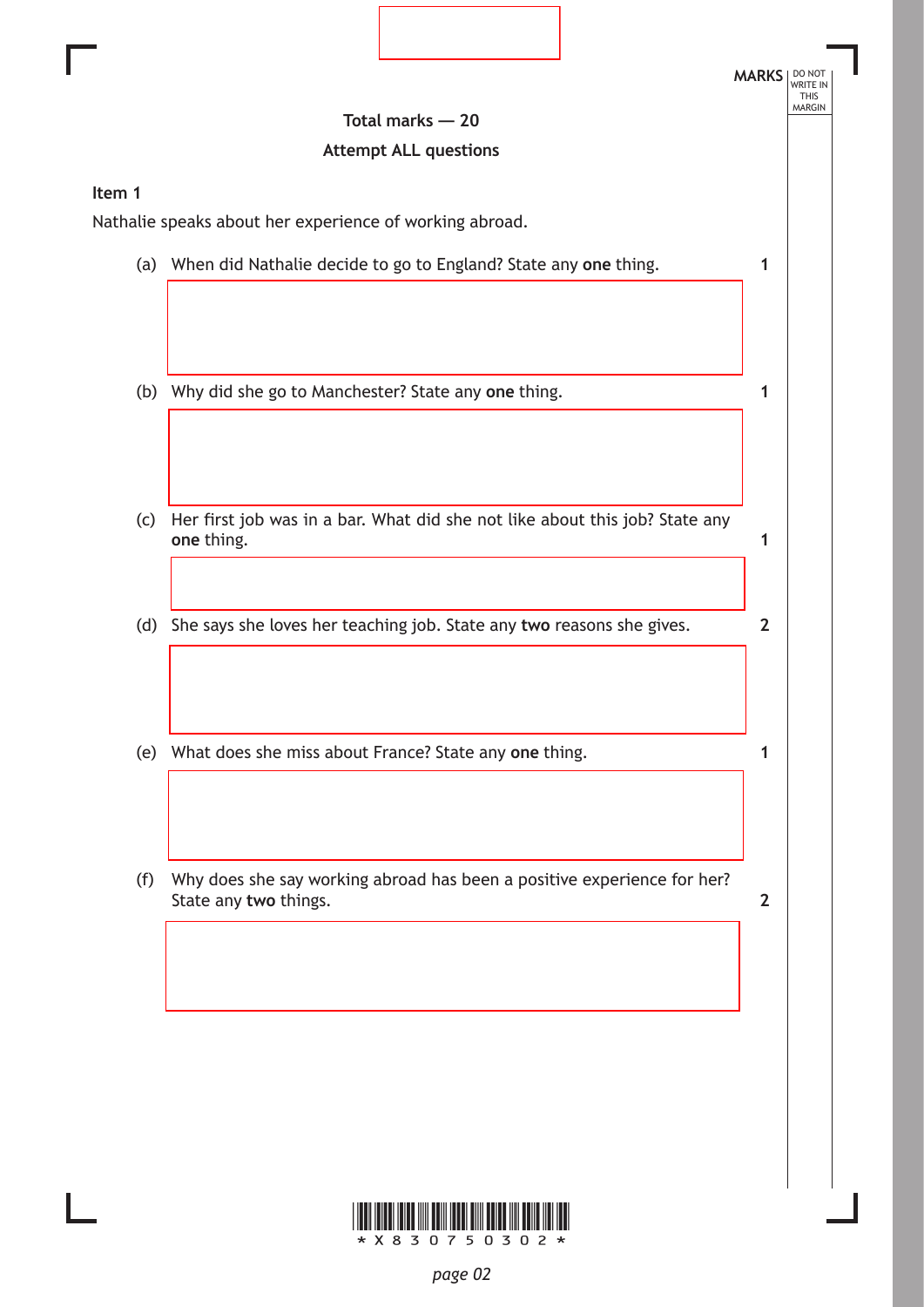MARKS

**Total marks — 20**

**Attempt ALL questions**

**Item 1**

Nathalie speaks about her experience of working abroad.

(a) When did Nathalie decide to go to England? State any **one** thing. **1**

(b) Why did she go to Manchester? State any **one** thing. **1**

(c) Her first job was in a bar. What did she not like about this job? State any **one** thing. **1**

(d) She says she loves her teaching job. State any **two** reasons she gives. **2**

(e) What does she miss about France? State any **one** thing. **1**

(f) Why does she say working abroad has been a positive experience for her? State any **two** things. **2**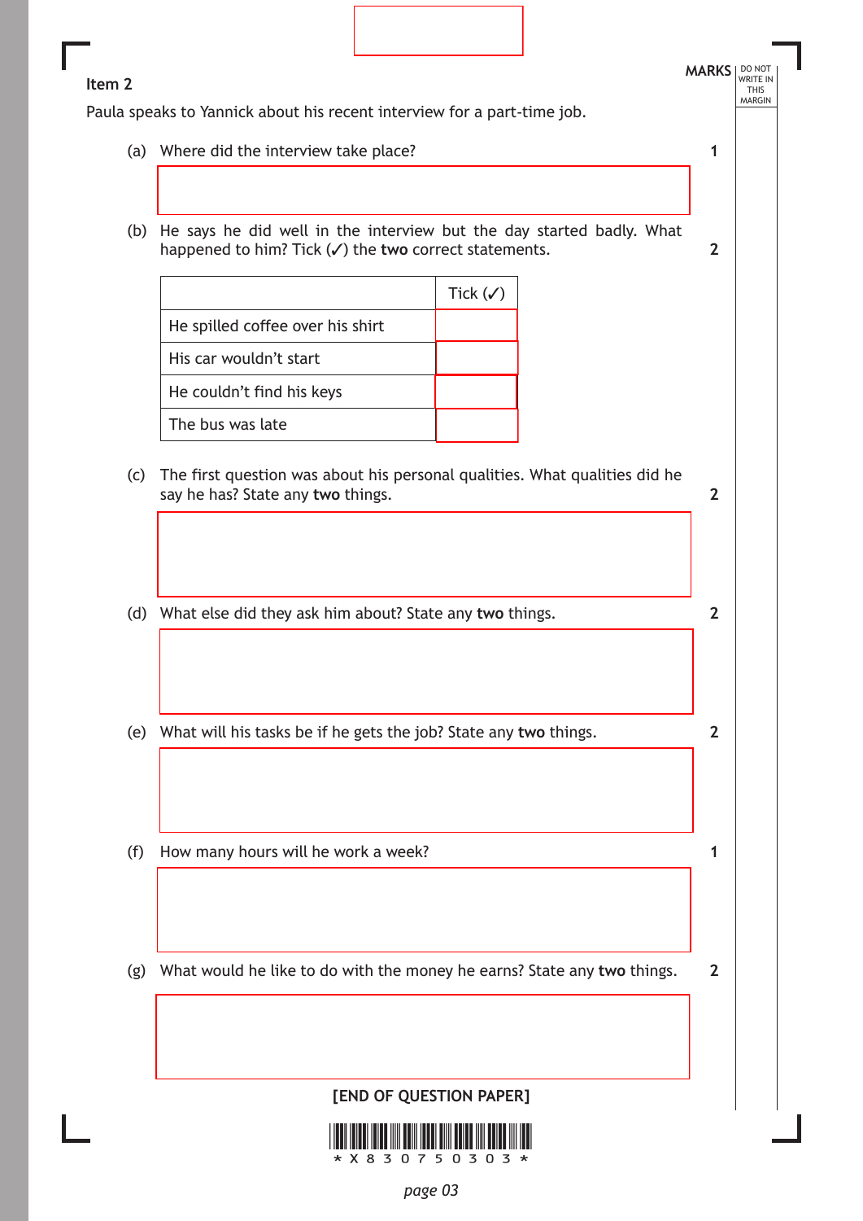**Item 2**

Paula speaks to Yannick about his recent interview for a part-time job.

MARKS

(a) Where did the interview take place? **1**

(b) He says he did well in the interview but the day started badly. What happened to him? Tick (✓) the **two** correct statements. **2**

| | Tick (✓) |
|---|---|
| He spilled coffee over his shirt | |
| His car wouldn't start | |
| He couldn't find his keys | |
| The bus was late | |

(c) The first question was about his personal qualities. What qualities did he say he has? State any **two** things. **2**

(d) What else did they ask him about? State any **two** things. **2**

(e) What will his tasks be if he gets the job? State any **two** things. **2**

(f) How many hours will he work a week? **1**

(g) What would he like to do with the money he earns? State any **two** things. **2**

**[END OF QUESTION PAPER]**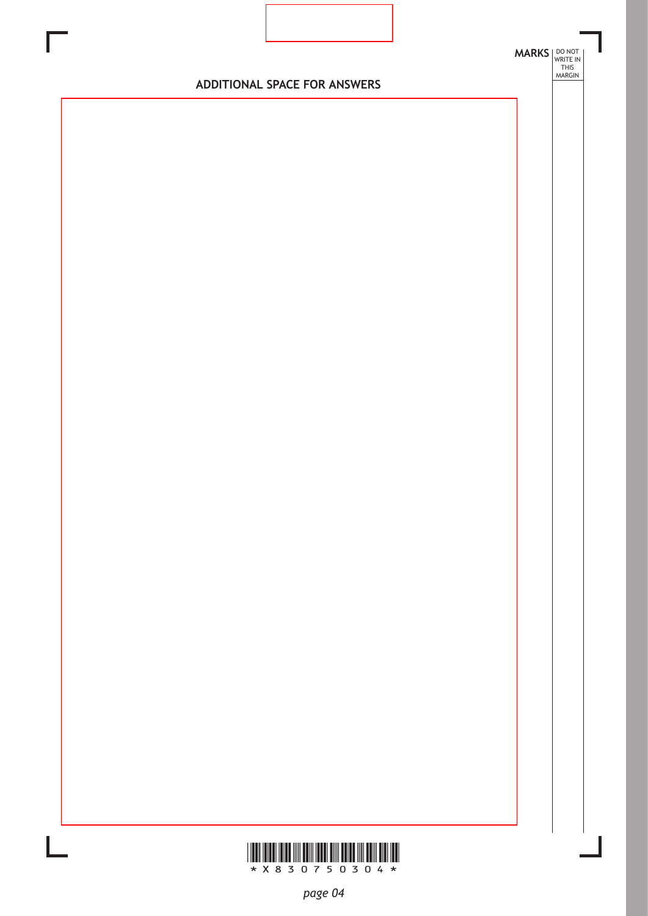## ADDITIONAL SPACE FOR ANSWERS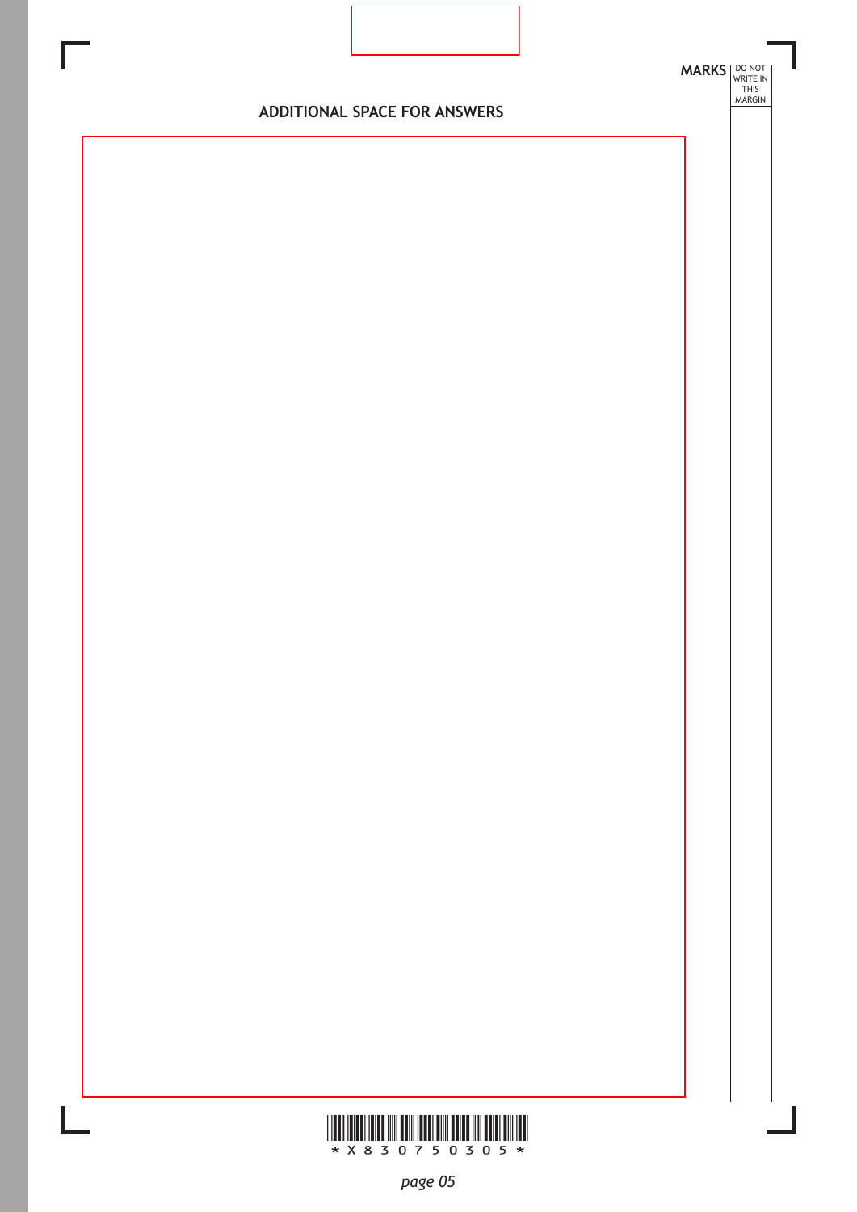MARKS DO NOT WRITE IN THIS MARGIN

## ADDITIONAL SPACE FOR ANSWERS

*X830750305*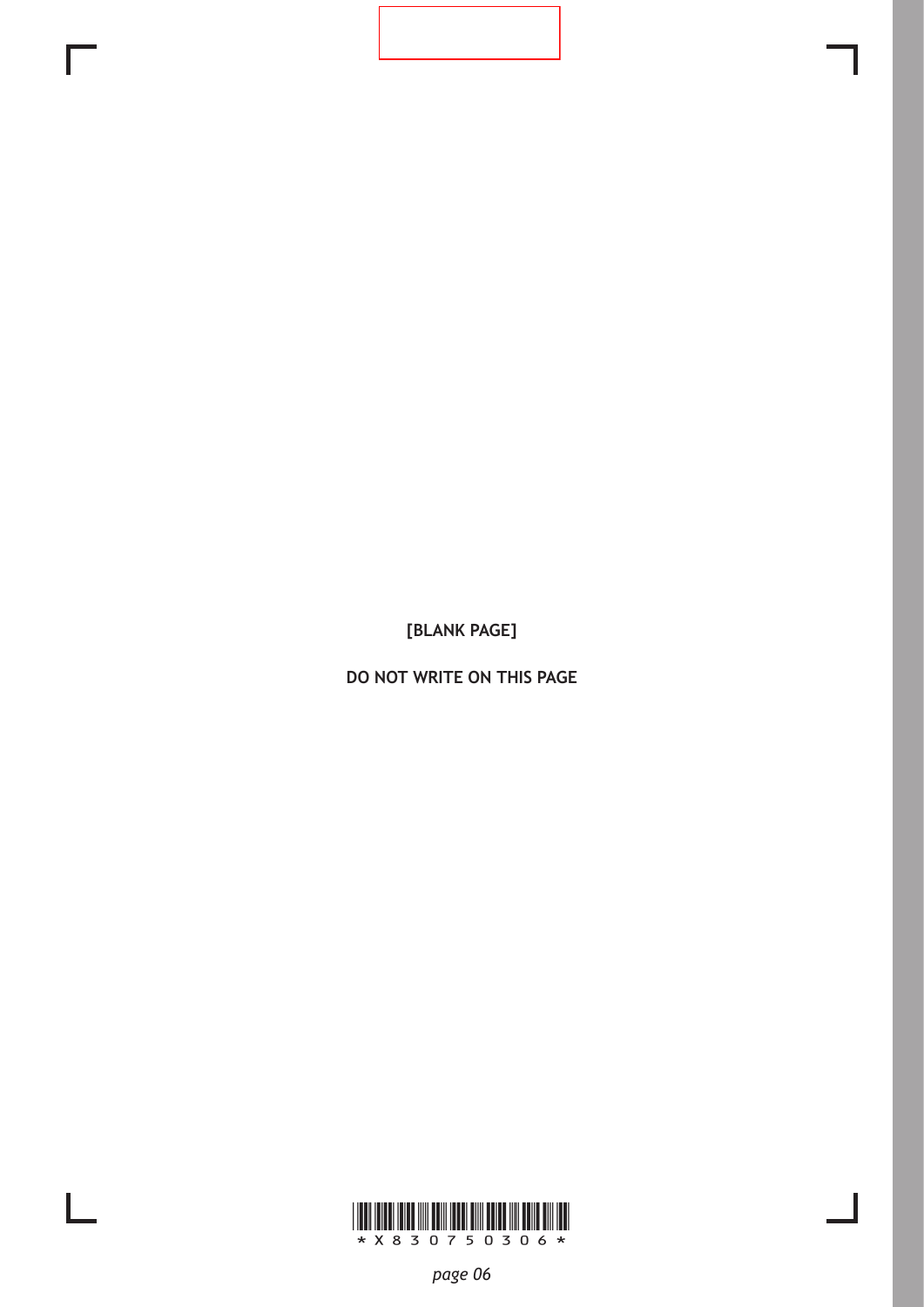[BLANK PAGE]

DO NOT WRITE ON THIS PAGE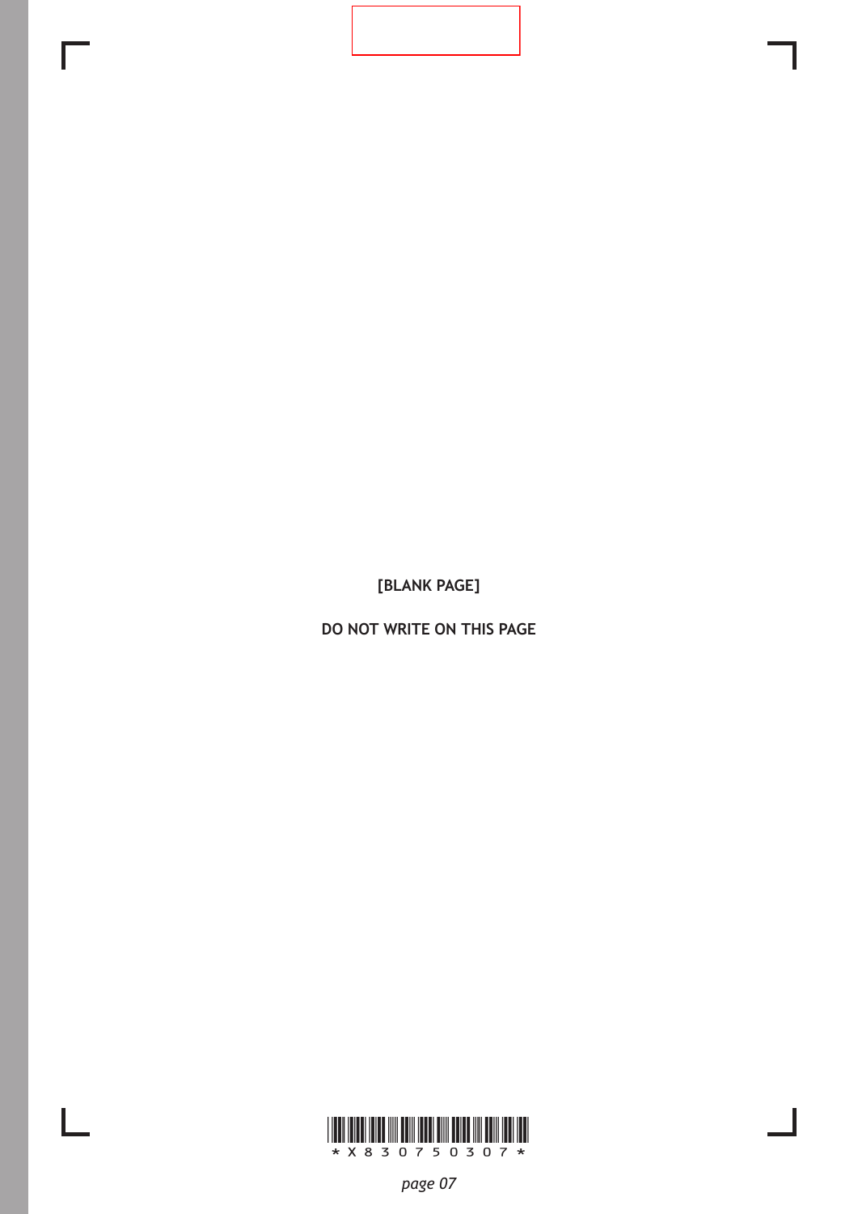[BLANK PAGE]

DO NOT WRITE ON THIS PAGE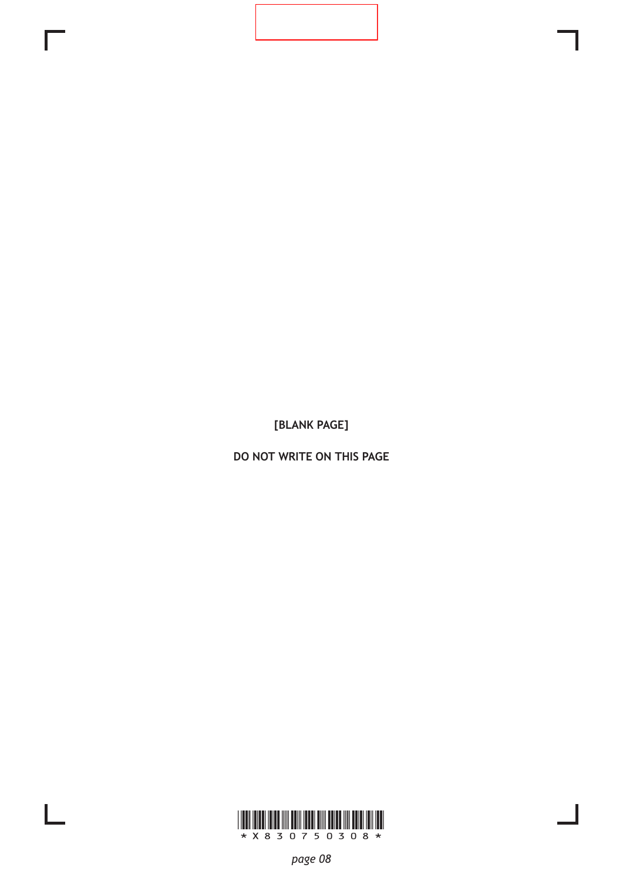[BLANK PAGE]

DO NOT WRITE ON THIS PAGE